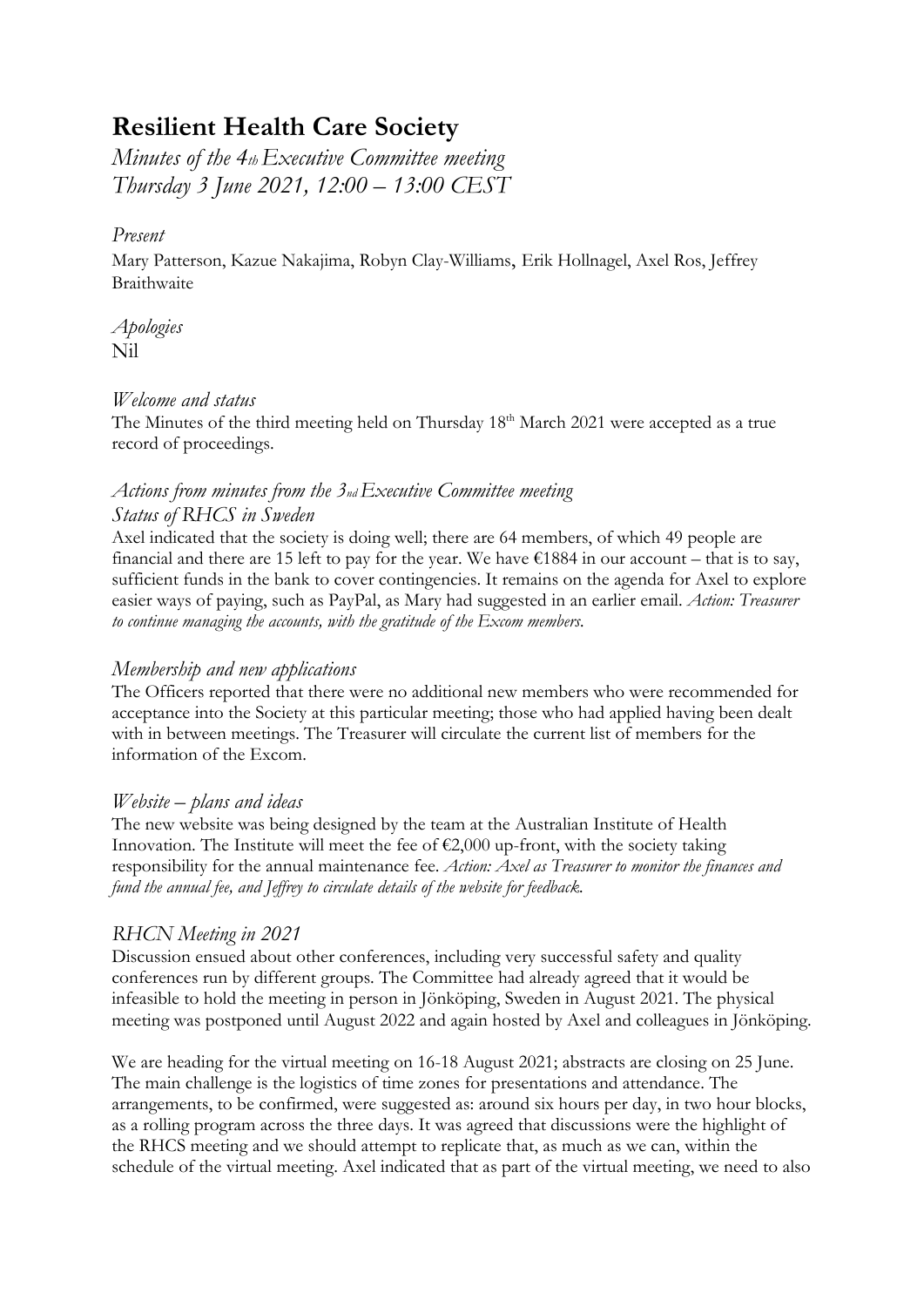# Resilient Health Care Society

*Minutes of the 4th Executive Committee meeting*
*Thursday 3 June 2021, 12:00 – 13:00 CEST*

*Present*

Mary Patterson, Kazue Nakajima, Robyn Clay-Williams, Erik Hollnagel, Axel Ros, Jeffrey Braithwaite

*Apologies*

Nil

*Welcome and status*

The Minutes of the third meeting held on Thursday 18th March 2021 were accepted as a true record of proceedings.

*Actions from minutes from the 3nd Executive Committee meeting*

*Status of RHCS in Sweden*

Axel indicated that the society is doing well; there are 64 members, of which 49 people are financial and there are 15 left to pay for the year. We have €1884 in our account – that is to say, sufficient funds in the bank to cover contingencies. It remains on the agenda for Axel to explore easier ways of paying, such as PayPal, as Mary had suggested in an earlier email. *Action: Treasurer to continue managing the accounts, with the gratitude of the Excom members.*

*Membership and new applications*

The Officers reported that there were no additional new members who were recommended for acceptance into the Society at this particular meeting; those who had applied having been dealt with in between meetings. The Treasurer will circulate the current list of members for the information of the Excom.

*Website – plans and ideas*

The new website was being designed by the team at the Australian Institute of Health Innovation. The Institute will meet the fee of €2,000 up-front, with the society taking responsibility for the annual maintenance fee. *Action: Axel as Treasurer to monitor the finances and fund the annual fee, and Jeffrey to circulate details of the website for feedback.*

*RHCN Meeting in 2021*

Discussion ensued about other conferences, including very successful safety and quality conferences run by different groups. The Committee had already agreed that it would be infeasible to hold the meeting in person in Jönköping, Sweden in August 2021. The physical meeting was postponed until August 2022 and again hosted by Axel and colleagues in Jönköping.

We are heading for the virtual meeting on 16-18 August 2021; abstracts are closing on 25 June. The main challenge is the logistics of time zones for presentations and attendance. The arrangements, to be confirmed, were suggested as: around six hours per day, in two hour blocks, as a rolling program across the three days. It was agreed that discussions were the highlight of the RHCS meeting and we should attempt to replicate that, as much as we can, within the schedule of the virtual meeting. Axel indicated that as part of the virtual meeting, we need to also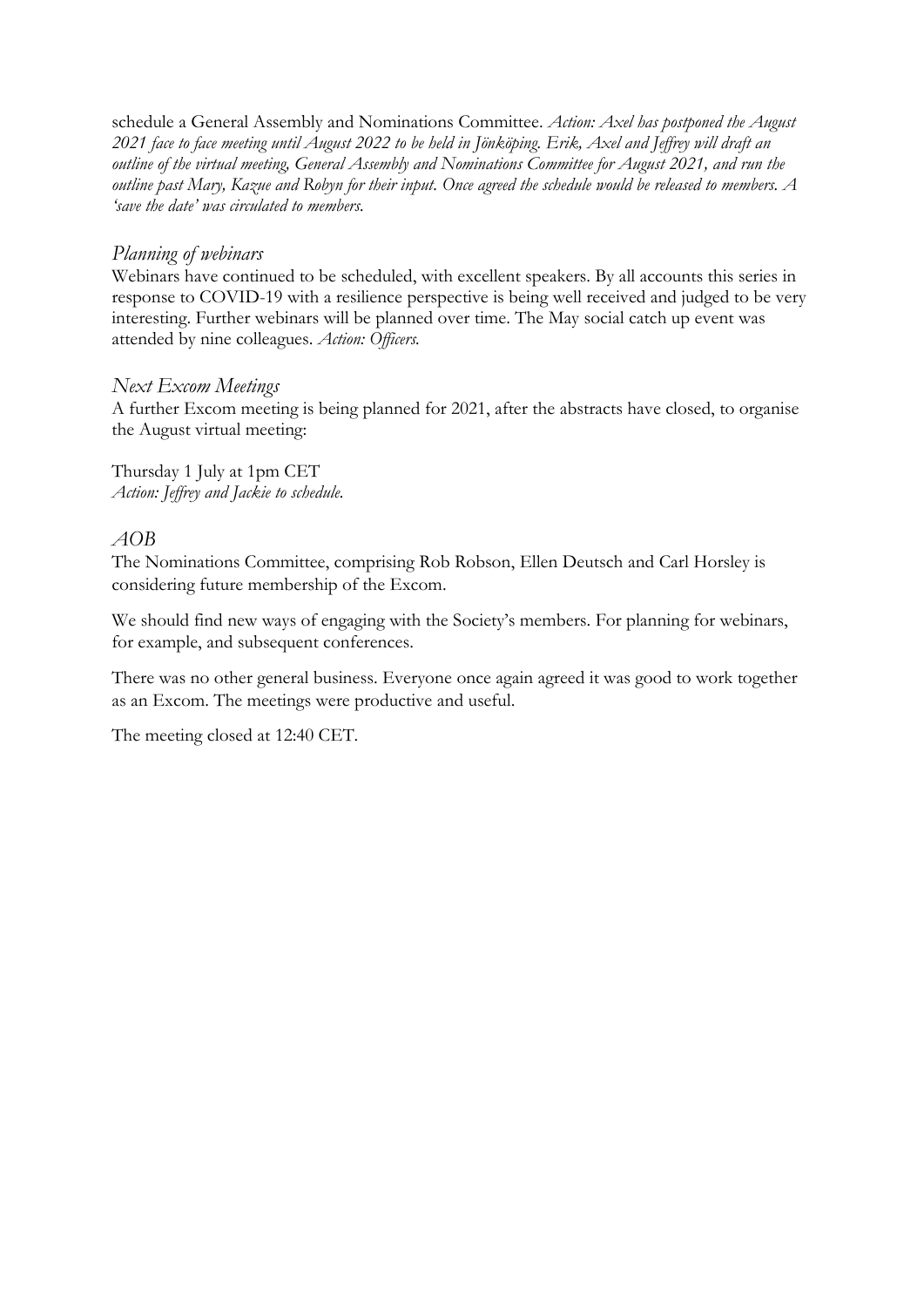schedule a General Assembly and Nominations Committee. *Action: Axel has postponed the August 2021 face to face meeting until August 2022 to be held in Jönköping. Erik, Axel and Jeffrey will draft an outline of the virtual meeting, General Assembly and Nominations Committee for August 2021, and run the outline past Mary, Kazue and Robyn for their input. Once agreed the schedule would be released to members. A 'save the date' was circulated to members.*

## *Planning of webinars*

Webinars have continued to be scheduled, with excellent speakers. By all accounts this series in response to COVID-19 with a resilience perspective is being well received and judged to be very interesting. Further webinars will be planned over time. The May social catch up event was attended by nine colleagues. *Action: Officers.*

## *Next Excom Meetings*

A further Excom meeting is being planned for 2021, after the abstracts have closed, to organise the August virtual meeting:

Thursday 1 July at 1pm CET
*Action: Jeffrey and Jackie to schedule.*

## *AOB*

The Nominations Committee, comprising Rob Robson, Ellen Deutsch and Carl Horsley is considering future membership of the Excom.

We should find new ways of engaging with the Society's members. For planning for webinars, for example, and subsequent conferences.

There was no other general business. Everyone once again agreed it was good to work together as an Excom. The meetings were productive and useful.

The meeting closed at 12:40 CET.